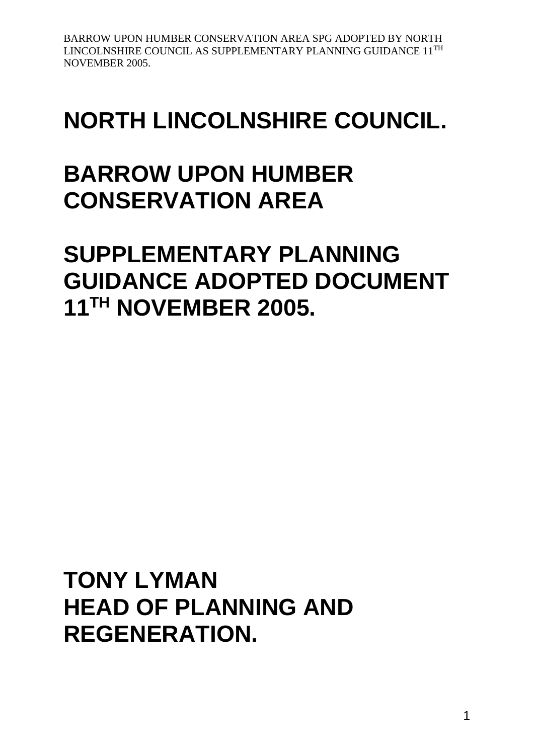# NORTH LINCOLNSHIRE COUNCIL.

# BARROW UPON HUMBER CONSERVATION AREA

# SUPPLEMENTARY PLANNING GUIDANCE ADOPTED DOCUMENT 11TH NOVEMBER 2005.

**TONY LYMAN**
**HEAD OF PLANNING AND REGENERATION.**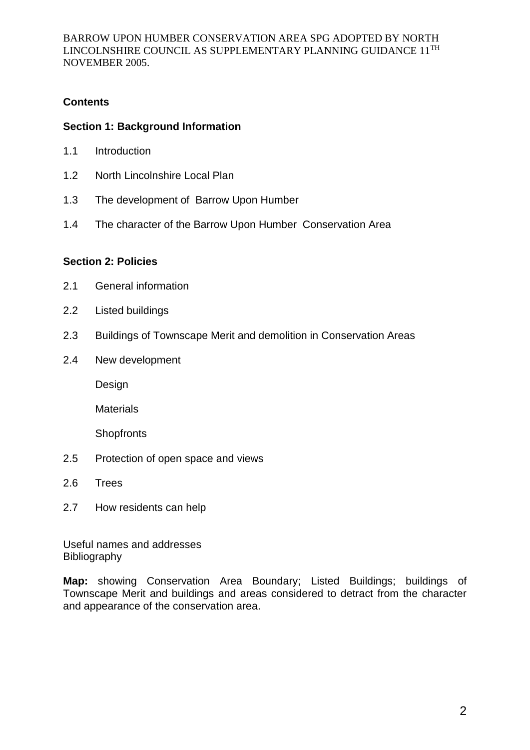BARROW UPON HUMBER CONSERVATION AREA SPG ADOPTED BY NORTH LINCOLNSHIRE COUNCIL AS SUPPLEMENTARY PLANNING GUIDANCE 11TH NOVEMBER 2005.

## Contents

### Section 1: Background Information

1.1 Introduction

1.2 North Lincolnshire Local Plan

1.3 The development of Barrow Upon Humber

1.4 The character of the Barrow Upon Humber Conservation Area

### Section 2: Policies

2.1 General information

2.2 Listed buildings

2.3 Buildings of Townscape Merit and demolition in Conservation Areas

2.4 New development

- Design
- Materials
- Shopfronts

2.5 Protection of open space and views

2.6 Trees

2.7 How residents can help

Useful names and addresses
Bibliography

**Map:** showing Conservation Area Boundary; Listed Buildings; buildings of Townscape Merit and buildings and areas considered to detract from the character and appearance of the conservation area.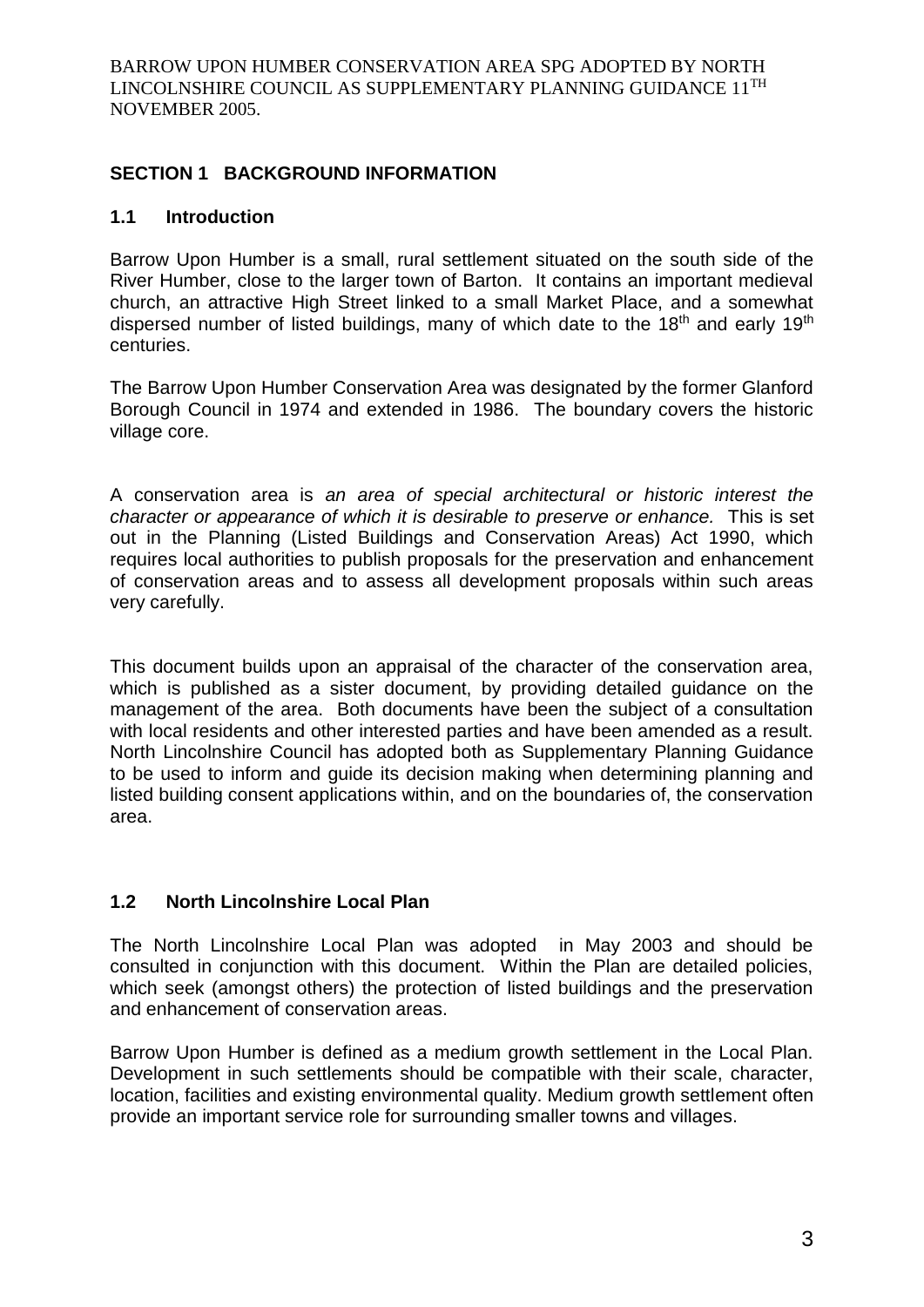BARROW UPON HUMBER CONSERVATION AREA SPG ADOPTED BY NORTH LINCOLNSHIRE COUNCIL AS SUPPLEMENTARY PLANNING GUIDANCE 11TH NOVEMBER 2005.

## SECTION 1 BACKGROUND INFORMATION

### 1.1 Introduction

Barrow Upon Humber is a small, rural settlement situated on the south side of the River Humber, close to the larger town of Barton. It contains an important medieval church, an attractive High Street linked to a small Market Place, and a somewhat dispersed number of listed buildings, many of which date to the 18th and early 19th centuries.

The Barrow Upon Humber Conservation Area was designated by the former Glanford Borough Council in 1974 and extended in 1986. The boundary covers the historic village core.

A conservation area is *an area of special architectural or historic interest the character or appearance of which it is desirable to preserve or enhance.* This is set out in the Planning (Listed Buildings and Conservation Areas) Act 1990, which requires local authorities to publish proposals for the preservation and enhancement of conservation areas and to assess all development proposals within such areas very carefully.

This document builds upon an appraisal of the character of the conservation area, which is published as a sister document, by providing detailed guidance on the management of the area. Both documents have been the subject of a consultation with local residents and other interested parties and have been amended as a result. North Lincolnshire Council has adopted both as Supplementary Planning Guidance to be used to inform and guide its decision making when determining planning and listed building consent applications within, and on the boundaries of, the conservation area.

### 1.2 North Lincolnshire Local Plan

The North Lincolnshire Local Plan was adopted in May 2003 and should be consulted in conjunction with this document. Within the Plan are detailed policies, which seek (amongst others) the protection of listed buildings and the preservation and enhancement of conservation areas.

Barrow Upon Humber is defined as a medium growth settlement in the Local Plan. Development in such settlements should be compatible with their scale, character, location, facilities and existing environmental quality. Medium growth settlement often provide an important service role for surrounding smaller towns and villages.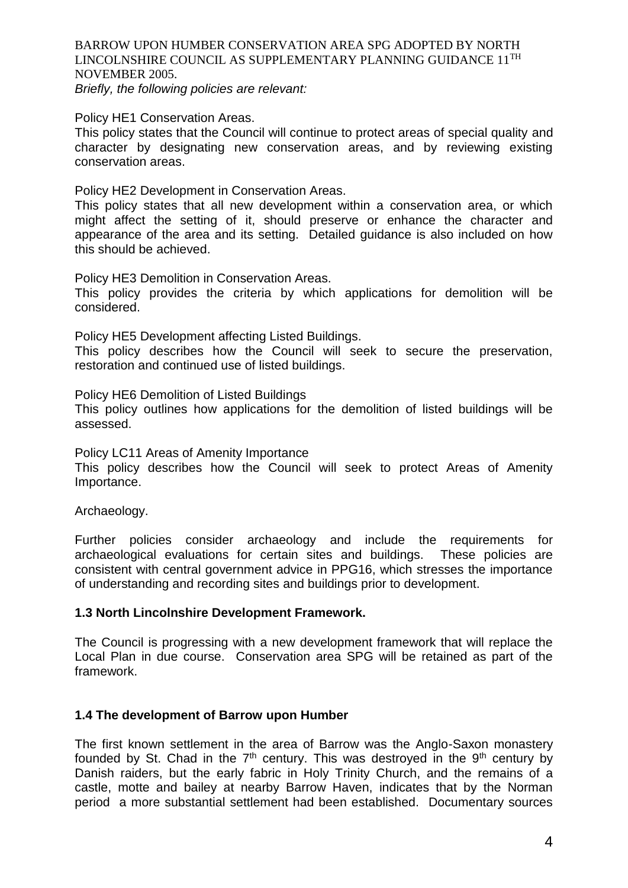*Briefly, the following policies are relevant:*

Policy HE1 Conservation Areas.
This policy states that the Council will continue to protect areas of special quality and character by designating new conservation areas, and by reviewing existing conservation areas.

Policy HE2 Development in Conservation Areas.
This policy states that all new development within a conservation area, or which might affect the setting of it, should preserve or enhance the character and appearance of the area and its setting. Detailed guidance is also included on how this should be achieved.

Policy HE3 Demolition in Conservation Areas.
This policy provides the criteria by which applications for demolition will be considered.

Policy HE5 Development affecting Listed Buildings.
This policy describes how the Council will seek to secure the preservation, restoration and continued use of listed buildings.

Policy HE6 Demolition of Listed Buildings
This policy outlines how applications for the demolition of listed buildings will be assessed.

Policy LC11 Areas of Amenity Importance
This policy describes how the Council will seek to protect Areas of Amenity Importance.

Archaeology.

Further policies consider archaeology and include the requirements for archaeological evaluations for certain sites and buildings. These policies are consistent with central government advice in PPG16, which stresses the importance of understanding and recording sites and buildings prior to development.

### 1.3 North Lincolnshire Development Framework.

The Council is progressing with a new development framework that will replace the Local Plan in due course. Conservation area SPG will be retained as part of the framework.

### 1.4 The development of Barrow upon Humber

The first known settlement in the area of Barrow was the Anglo-Saxon monastery founded by St. Chad in the 7th century. This was destroyed in the 9th century by Danish raiders, but the early fabric in Holy Trinity Church, and the remains of a castle, motte and bailey at nearby Barrow Haven, indicates that by the Norman period a more substantial settlement had been established. Documentary sources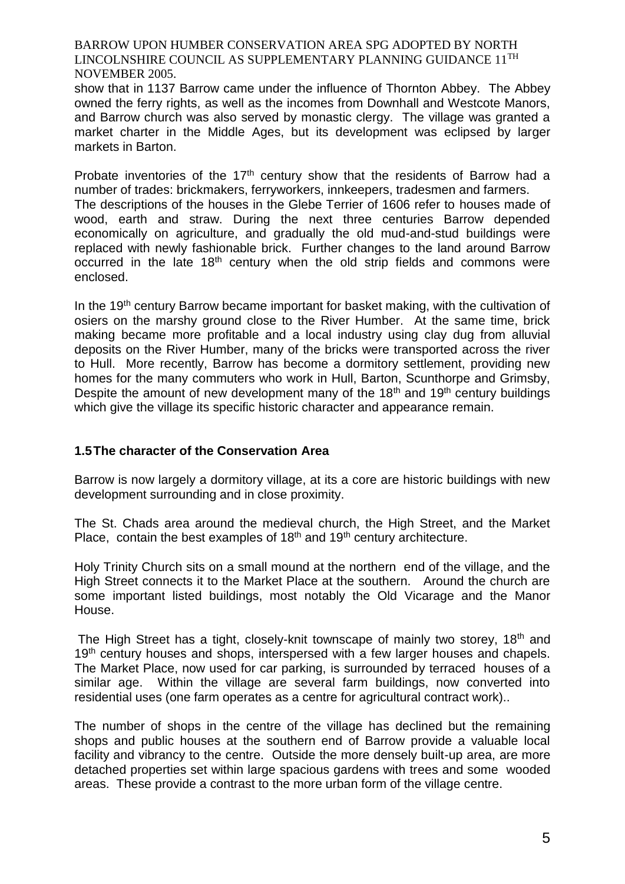show that in 1137 Barrow came under the influence of Thornton Abbey. The Abbey owned the ferry rights, as well as the incomes from Downhall and Westcote Manors, and Barrow church was also served by monastic clergy. The village was granted a market charter in the Middle Ages, but its development was eclipsed by larger markets in Barton.

Probate inventories of the 17th century show that the residents of Barrow had a number of trades: brickmakers, ferryworkers, innkeepers, tradesmen and farmers. The descriptions of the houses in the Glebe Terrier of 1606 refer to houses made of wood, earth and straw. During the next three centuries Barrow depended economically on agriculture, and gradually the old mud-and-stud buildings were replaced with newly fashionable brick. Further changes to the land around Barrow occurred in the late 18th century when the old strip fields and commons were enclosed.

In the 19th century Barrow became important for basket making, with the cultivation of osiers on the marshy ground close to the River Humber. At the same time, brick making became more profitable and a local industry using clay dug from alluvial deposits on the River Humber, many of the bricks were transported across the river to Hull. More recently, Barrow has become a dormitory settlement, providing new homes for the many commuters who work in Hull, Barton, Scunthorpe and Grimsby, Despite the amount of new development many of the 18th and 19th century buildings which give the village its specific historic character and appearance remain.

### 1.5 The character of the Conservation Area

Barrow is now largely a dormitory village, at its a core are historic buildings with new development surrounding and in close proximity.

The St. Chads area around the medieval church, the High Street, and the Market Place, contain the best examples of 18th and 19th century architecture.

Holy Trinity Church sits on a small mound at the northern end of the village, and the High Street connects it to the Market Place at the southern. Around the church are some important listed buildings, most notably the Old Vicarage and the Manor House.

The High Street has a tight, closely-knit townscape of mainly two storey, 18th and 19th century houses and shops, interspersed with a few larger houses and chapels. The Market Place, now used for car parking, is surrounded by terraced houses of a similar age. Within the village are several farm buildings, now converted into residential uses (one farm operates as a centre for agricultural contract work)..

The number of shops in the centre of the village has declined but the remaining shops and public houses at the southern end of Barrow provide a valuable local facility and vibrancy to the centre. Outside the more densely built-up area, are more detached properties set within large spacious gardens with trees and some wooded areas. These provide a contrast to the more urban form of the village centre.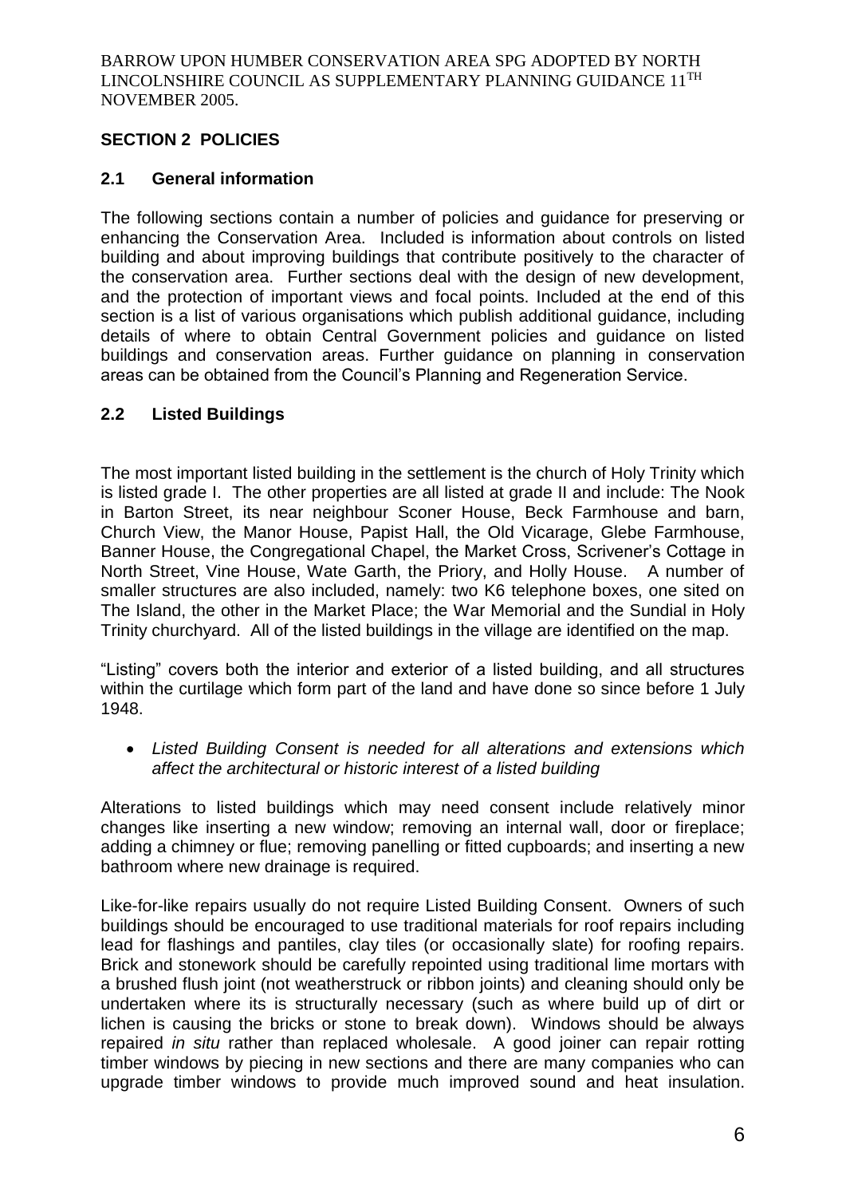## SECTION 2 POLICIES

### 2.1 General information

The following sections contain a number of policies and guidance for preserving or enhancing the Conservation Area. Included is information about controls on listed building and about improving buildings that contribute positively to the character of the conservation area. Further sections deal with the design of new development, and the protection of important views and focal points. Included at the end of this section is a list of various organisations which publish additional guidance, including details of where to obtain Central Government policies and guidance on listed buildings and conservation areas. Further guidance on planning in conservation areas can be obtained from the Council's Planning and Regeneration Service.

### 2.2 Listed Buildings

The most important listed building in the settlement is the church of Holy Trinity which is listed grade I. The other properties are all listed at grade II and include: The Nook in Barton Street, its near neighbour Sconer House, Beck Farmhouse and barn, Church View, the Manor House, Papist Hall, the Old Vicarage, Glebe Farmhouse, Banner House, the Congregational Chapel, the Market Cross, Scrivener's Cottage in North Street, Vine House, Wate Garth, the Priory, and Holly House. A number of smaller structures are also included, namely: two K6 telephone boxes, one sited on The Island, the other in the Market Place; the War Memorial and the Sundial in Holy Trinity churchyard. All of the listed buildings in the village are identified on the map.

"Listing" covers both the interior and exterior of a listed building, and all structures within the curtilage which form part of the land and have done so since before 1 July 1948.

- *Listed Building Consent is needed for all alterations and extensions which affect the architectural or historic interest of a listed building*

Alterations to listed buildings which may need consent include relatively minor changes like inserting a new window; removing an internal wall, door or fireplace; adding a chimney or flue; removing panelling or fitted cupboards; and inserting a new bathroom where new drainage is required.

Like-for-like repairs usually do not require Listed Building Consent. Owners of such buildings should be encouraged to use traditional materials for roof repairs including lead for flashings and pantiles, clay tiles (or occasionally slate) for roofing repairs. Brick and stonework should be carefully repointed using traditional lime mortars with a brushed flush joint (not weatherstruck or ribbon joints) and cleaning should only be undertaken where its is structurally necessary (such as where build up of dirt or lichen is causing the bricks or stone to break down). Windows should be always repaired *in situ* rather than replaced wholesale. A good joiner can repair rotting timber windows by piecing in new sections and there are many companies who can upgrade timber windows to provide much improved sound and heat insulation.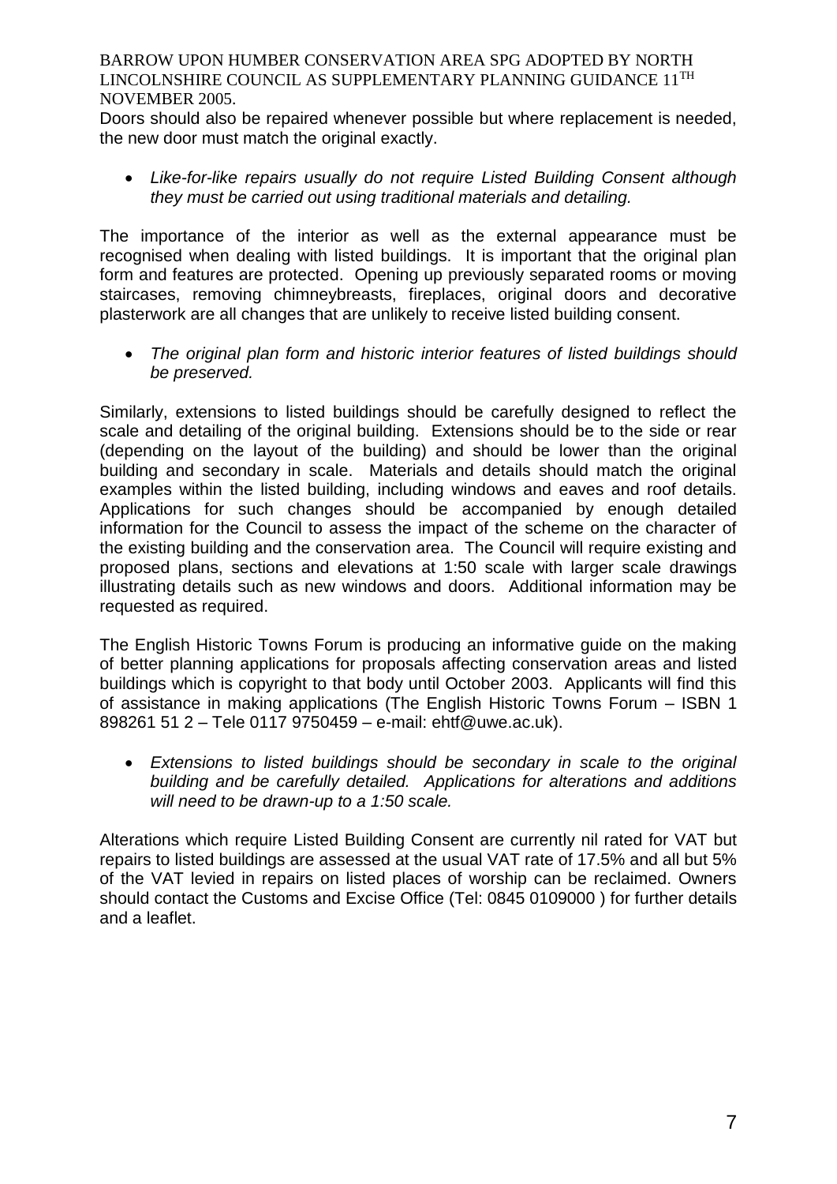Doors should also be repaired whenever possible but where replacement is needed, the new door must match the original exactly.

- *Like-for-like repairs usually do not require Listed Building Consent although they must be carried out using traditional materials and detailing.*

The importance of the interior as well as the external appearance must be recognised when dealing with listed buildings. It is important that the original plan form and features are protected. Opening up previously separated rooms or moving staircases, removing chimneybreasts, fireplaces, original doors and decorative plasterwork are all changes that are unlikely to receive listed building consent.

- *The original plan form and historic interior features of listed buildings should be preserved.*

Similarly, extensions to listed buildings should be carefully designed to reflect the scale and detailing of the original building. Extensions should be to the side or rear (depending on the layout of the building) and should be lower than the original building and secondary in scale. Materials and details should match the original examples within the listed building, including windows and eaves and roof details. Applications for such changes should be accompanied by enough detailed information for the Council to assess the impact of the scheme on the character of the existing building and the conservation area. The Council will require existing and proposed plans, sections and elevations at 1:50 scale with larger scale drawings illustrating details such as new windows and doors. Additional information may be requested as required.

The English Historic Towns Forum is producing an informative guide on the making of better planning applications for proposals affecting conservation areas and listed buildings which is copyright to that body until October 2003. Applicants will find this of assistance in making applications (The English Historic Towns Forum – ISBN 1 898261 51 2 – Tele 0117 9750459 – e-mail: ehtf@uwe.ac.uk).

- *Extensions to listed buildings should be secondary in scale to the original building and be carefully detailed. Applications for alterations and additions will need to be drawn-up to a 1:50 scale.*

Alterations which require Listed Building Consent are currently nil rated for VAT but repairs to listed buildings are assessed at the usual VAT rate of 17.5% and all but 5% of the VAT levied in repairs on listed places of worship can be reclaimed. Owners should contact the Customs and Excise Office (Tel: 0845 0109000 ) for further details and a leaflet.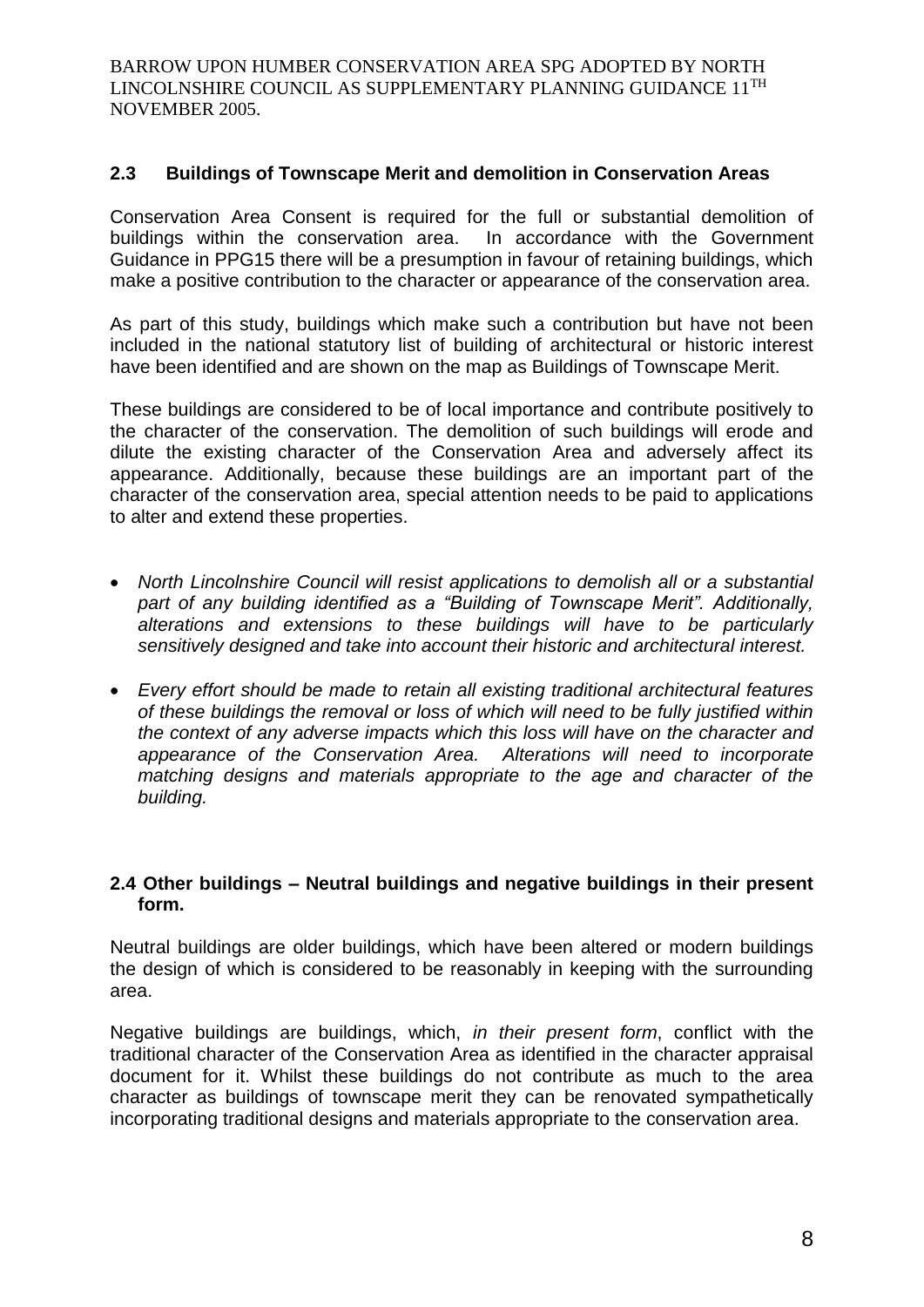## 2.3 Buildings of Townscape Merit and demolition in Conservation Areas

Conservation Area Consent is required for the full or substantial demolition of buildings within the conservation area. In accordance with the Government Guidance in PPG15 there will be a presumption in favour of retaining buildings, which make a positive contribution to the character or appearance of the conservation area.

As part of this study, buildings which make such a contribution but have not been included in the national statutory list of building of architectural or historic interest have been identified and are shown on the map as Buildings of Townscape Merit.

These buildings are considered to be of local importance and contribute positively to the character of the conservation. The demolition of such buildings will erode and dilute the existing character of the Conservation Area and adversely affect its appearance. Additionally, because these buildings are an important part of the character of the conservation area, special attention needs to be paid to applications to alter and extend these properties.

- *North Lincolnshire Council will resist applications to demolish all or a substantial part of any building identified as a "Building of Townscape Merit". Additionally, alterations and extensions to these buildings will have to be particularly sensitively designed and take into account their historic and architectural interest.*
- *Every effort should be made to retain all existing traditional architectural features of these buildings the removal or loss of which will need to be fully justified within the context of any adverse impacts which this loss will have on the character and appearance of the Conservation Area. Alterations will need to incorporate matching designs and materials appropriate to the age and character of the building.*

## 2.4 Other buildings – Neutral buildings and negative buildings in their present form.

Neutral buildings are older buildings, which have been altered or modern buildings the design of which is considered to be reasonably in keeping with the surrounding area.

Negative buildings are buildings, which, *in their present form*, conflict with the traditional character of the Conservation Area as identified in the character appraisal document for it. Whilst these buildings do not contribute as much to the area character as buildings of townscape merit they can be renovated sympathetically incorporating traditional designs and materials appropriate to the conservation area.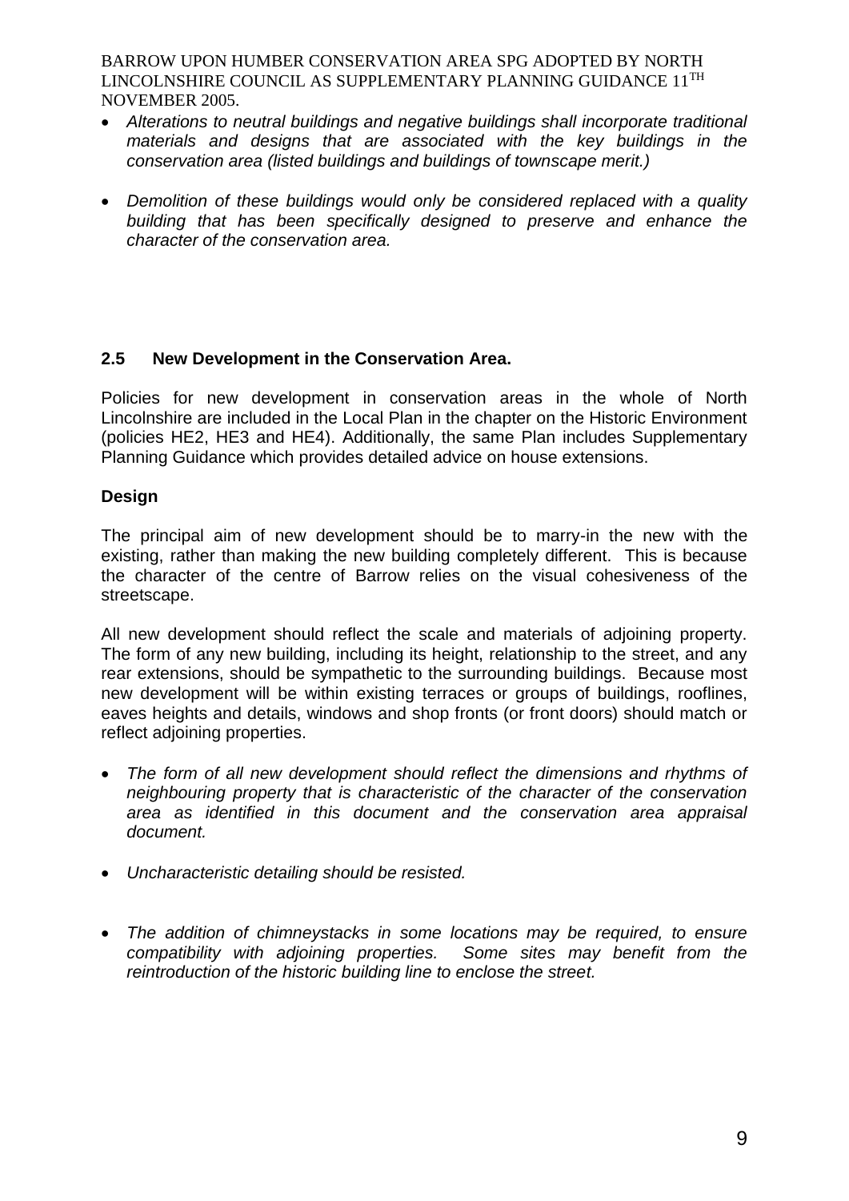- *Alterations to neutral buildings and negative buildings shall incorporate traditional materials and designs that are associated with the key buildings in the conservation area (listed buildings and buildings of townscape merit.)*

- *Demolition of these buildings would only be considered replaced with a quality building that has been specifically designed to preserve and enhance the character of the conservation area.*

## 2.5 New Development in the Conservation Area.

Policies for new development in conservation areas in the whole of North Lincolnshire are included in the Local Plan in the chapter on the Historic Environment (policies HE2, HE3 and HE4). Additionally, the same Plan includes Supplementary Planning Guidance which provides detailed advice on house extensions.

### Design

The principal aim of new development should be to marry-in the new with the existing, rather than making the new building completely different. This is because the character of the centre of Barrow relies on the visual cohesiveness of the streetscape.

All new development should reflect the scale and materials of adjoining property. The form of any new building, including its height, relationship to the street, and any rear extensions, should be sympathetic to the surrounding buildings. Because most new development will be within existing terraces or groups of buildings, rooflines, eaves heights and details, windows and shop fronts (or front doors) should match or reflect adjoining properties.

- *The form of all new development should reflect the dimensions and rhythms of neighbouring property that is characteristic of the character of the conservation area as identified in this document and the conservation area appraisal document.*

- *Uncharacteristic detailing should be resisted.*

- *The addition of chimneystacks in some locations may be required, to ensure compatibility with adjoining properties. Some sites may benefit from the reintroduction of the historic building line to enclose the street.*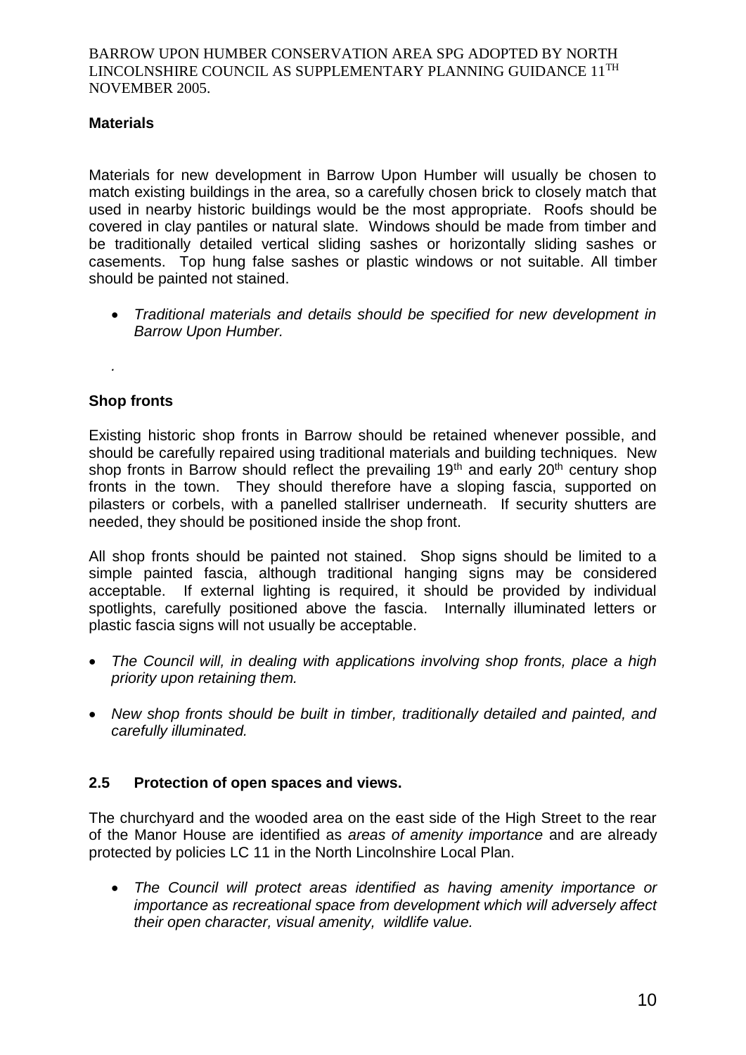### Materials

Materials for new development in Barrow Upon Humber will usually be chosen to match existing buildings in the area, so a carefully chosen brick to closely match that used in nearby historic buildings would be the most appropriate. Roofs should be covered in clay pantiles or natural slate. Windows should be made from timber and be traditionally detailed vertical sliding sashes or horizontally sliding sashes or casements. Top hung false sashes or plastic windows or not suitable. All timber should be painted not stained.

- *Traditional materials and details should be specified for new development in Barrow Upon Humber.*

.

### Shop fronts

Existing historic shop fronts in Barrow should be retained whenever possible, and should be carefully repaired using traditional materials and building techniques. New shop fronts in Barrow should reflect the prevailing 19th and early 20th century shop fronts in the town. They should therefore have a sloping fascia, supported on pilasters or corbels, with a panelled stallriser underneath. If security shutters are needed, they should be positioned inside the shop front.

All shop fronts should be painted not stained. Shop signs should be limited to a simple painted fascia, although traditional hanging signs may be considered acceptable. If external lighting is required, it should be provided by individual spotlights, carefully positioned above the fascia. Internally illuminated letters or plastic fascia signs will not usually be acceptable.

- *The Council will, in dealing with applications involving shop fronts, place a high priority upon retaining them.*
- *New shop fronts should be built in timber, traditionally detailed and painted, and carefully illuminated.*

### 2.5 Protection of open spaces and views.

The churchyard and the wooded area on the east side of the High Street to the rear of the Manor House are identified as *areas of amenity importance* and are already protected by policies LC 11 in the North Lincolnshire Local Plan.

- *The Council will protect areas identified as having amenity importance or importance as recreational space from development which will adversely affect their open character, visual amenity, wildlife value.*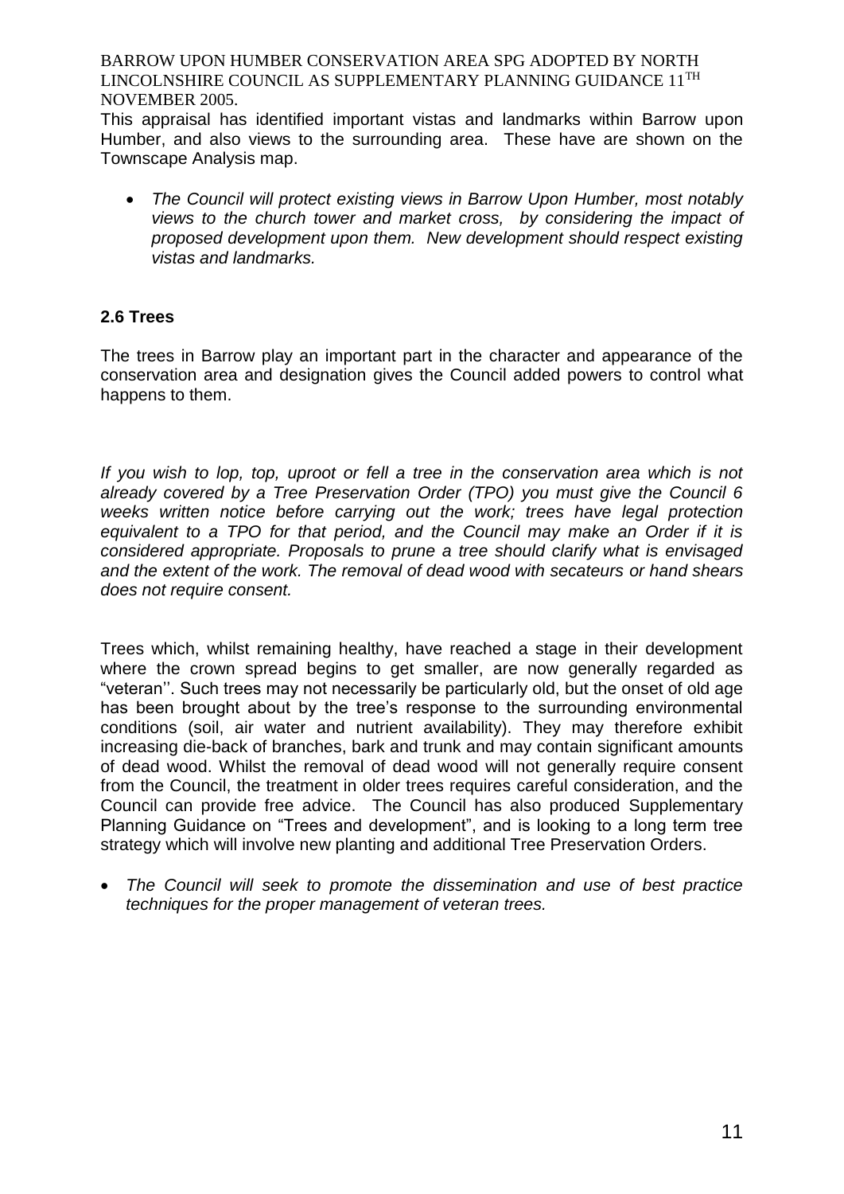This appraisal has identified important vistas and landmarks within Barrow upon Humber, and also views to the surrounding area. These have are shown on the Townscape Analysis map.

- *The Council will protect existing views in Barrow Upon Humber, most notably views to the church tower and market cross, by considering the impact of proposed development upon them. New development should respect existing vistas and landmarks.*

### 2.6 Trees

The trees in Barrow play an important part in the character and appearance of the conservation area and designation gives the Council added powers to control what happens to them.

*If you wish to lop, top, uproot or fell a tree in the conservation area which is not already covered by a Tree Preservation Order (TPO) you must give the Council 6 weeks written notice before carrying out the work; trees have legal protection equivalent to a TPO for that period, and the Council may make an Order if it is considered appropriate. Proposals to prune a tree should clarify what is envisaged and the extent of the work. The removal of dead wood with secateurs or hand shears does not require consent.*

Trees which, whilst remaining healthy, have reached a stage in their development where the crown spread begins to get smaller, are now generally regarded as "veteran''. Such trees may not necessarily be particularly old, but the onset of old age has been brought about by the tree's response to the surrounding environmental conditions (soil, air water and nutrient availability). They may therefore exhibit increasing die-back of branches, bark and trunk and may contain significant amounts of dead wood. Whilst the removal of dead wood will not generally require consent from the Council, the treatment in older trees requires careful consideration, and the Council can provide free advice. The Council has also produced Supplementary Planning Guidance on "Trees and development", and is looking to a long term tree strategy which will involve new planting and additional Tree Preservation Orders.

- *The Council will seek to promote the dissemination and use of best practice techniques for the proper management of veteran trees.*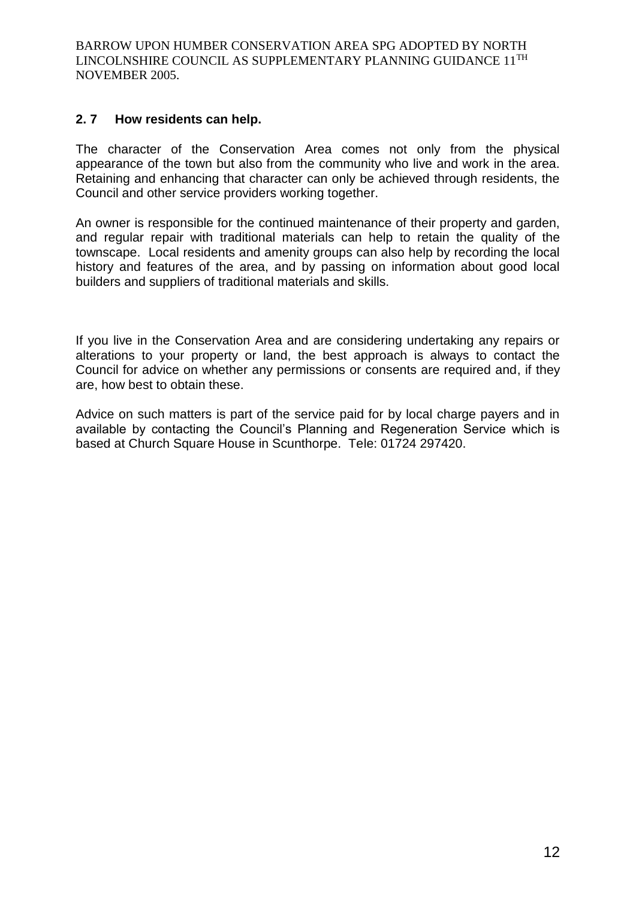## 2. 7 How residents can help.

The character of the Conservation Area comes not only from the physical appearance of the town but also from the community who live and work in the area. Retaining and enhancing that character can only be achieved through residents, the Council and other service providers working together.

An owner is responsible for the continued maintenance of their property and garden, and regular repair with traditional materials can help to retain the quality of the townscape. Local residents and amenity groups can also help by recording the local history and features of the area, and by passing on information about good local builders and suppliers of traditional materials and skills.

If you live in the Conservation Area and are considering undertaking any repairs or alterations to your property or land, the best approach is always to contact the Council for advice on whether any permissions or consents are required and, if they are, how best to obtain these.

Advice on such matters is part of the service paid for by local charge payers and in available by contacting the Council's Planning and Regeneration Service which is based at Church Square House in Scunthorpe. Tele: 01724 297420.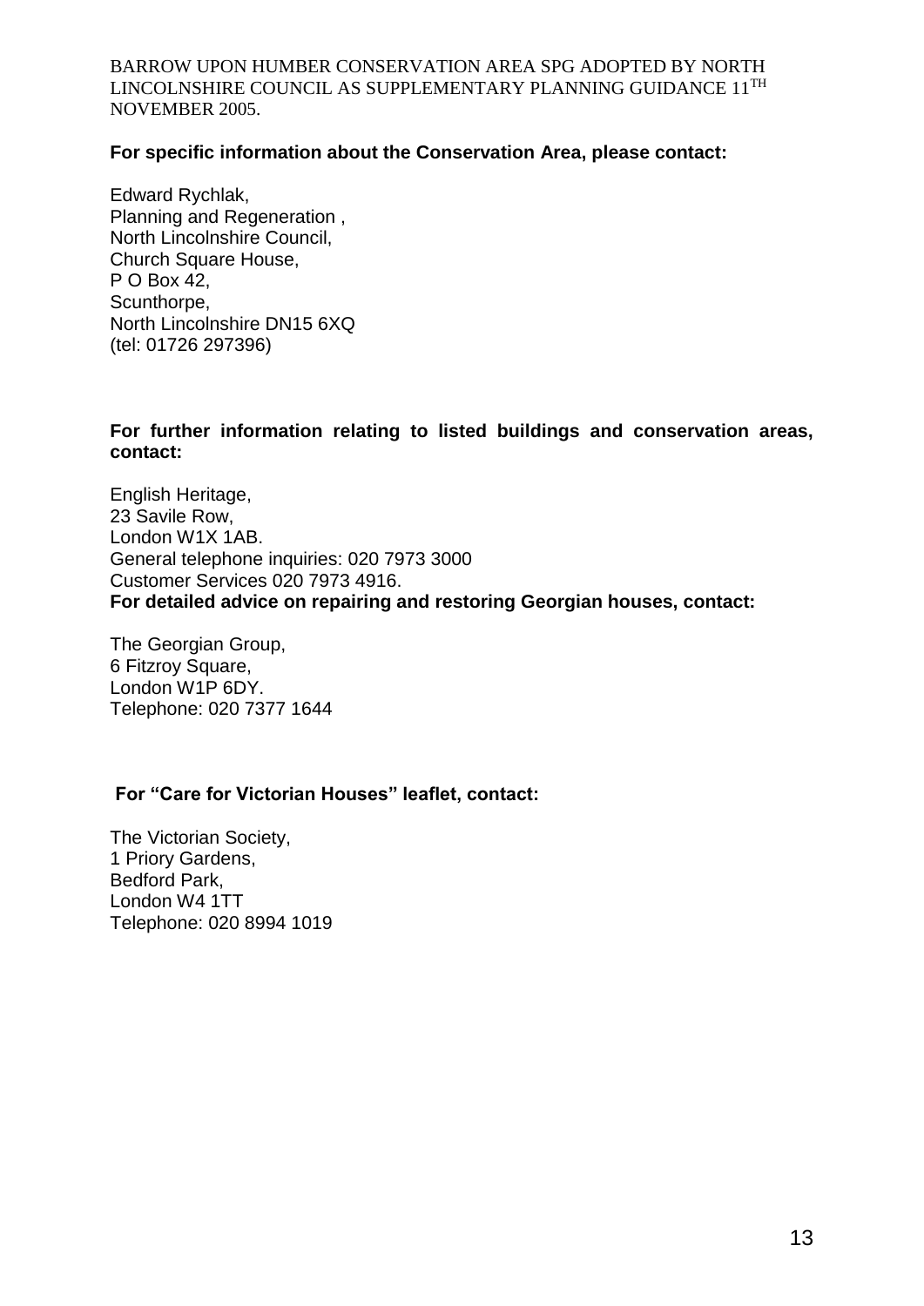BARROW UPON HUMBER CONSERVATION AREA SPG ADOPTED BY NORTH LINCOLNSHIRE COUNCIL AS SUPPLEMENTARY PLANNING GUIDANCE 11TH NOVEMBER 2005.

**For specific information about the Conservation Area, please contact:**

Edward Rychlak,
Planning and Regeneration ,
North Lincolnshire Council,
Church Square House,
P O Box 42,
Scunthorpe,
North Lincolnshire DN15 6XQ
(tel: 01726 297396)

**For further information relating to listed buildings and conservation areas, contact:**

English Heritage,
23 Savile Row,
London W1X 1AB.
General telephone inquiries: 020 7973 3000
Customer Services 020 7973 4916.

**For detailed advice on repairing and restoring Georgian houses, contact:**

The Georgian Group,
6 Fitzroy Square,
London W1P 6DY.
Telephone: 020 7377 1644

**For "Care for Victorian Houses" leaflet, contact:**

The Victorian Society,
1 Priory Gardens,
Bedford Park,
London W4 1TT
Telephone: 020 8994 1019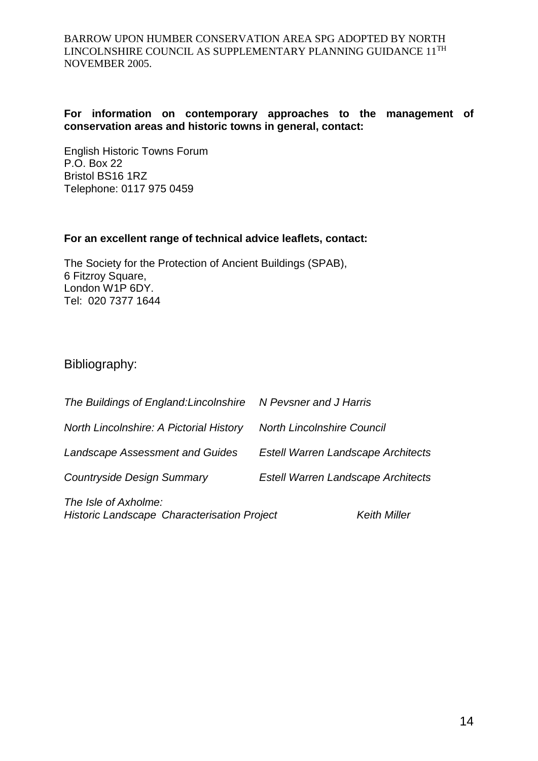**For information on contemporary approaches to the management of conservation areas and historic towns in general, contact:**

English Historic Towns Forum
P.O. Box 22
Bristol BS16 1RZ
Telephone: 0117 975 0459

**For an excellent range of technical advice leaflets, contact:**

The Society for the Protection of Ancient Buildings (SPAB),
6 Fitzroy Square,
London W1P 6DY.
Tel: 020 7377 1644

## Bibliography:

| | |
|---|---|
| *The Buildings of England:Lincolnshire* | *N Pevsner and J Harris* |
| *North Lincolnshire: A Pictorial History* | *North Lincolnshire Council* |
| *Landscape Assessment and Guides* | *Estell Warren Landscape Architects* |
| *Countryside Design Summary* | *Estell Warren Landscape Architects* |
| *The Isle of Axholme: Historic Landscape Characterisation Project* | *Keith Miller* |